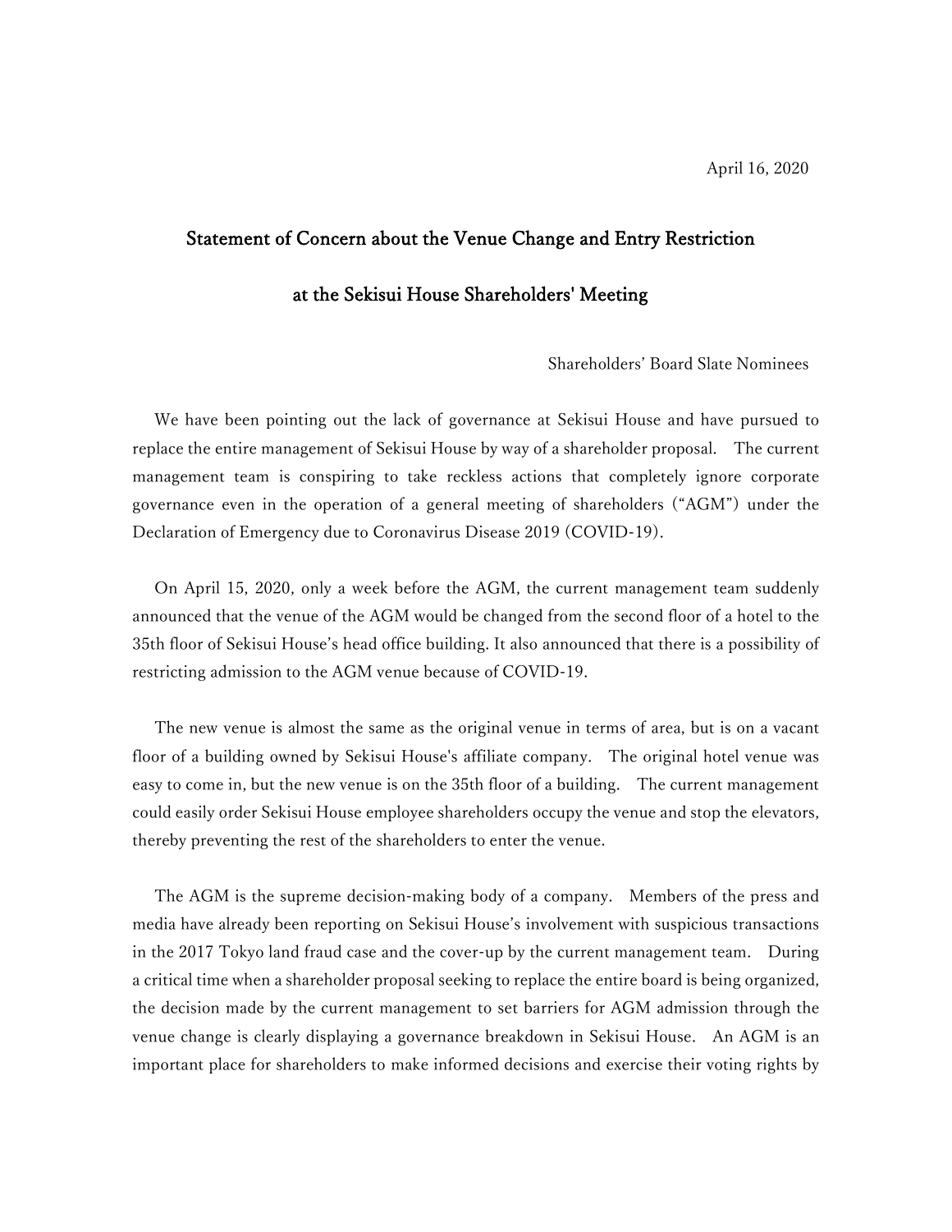April 16, 2020

## Statement of Concern about the Venue Change and Entry Restriction at the Sekisui House Shareholders' Meeting

Shareholders' Board Slate Nominees

We have been pointing out the lack of governance at Sekisui House and have pursued to replace the entire management of Sekisui House by way of a shareholder proposal. The current management team is conspiring to take reckless actions that completely ignore corporate governance even in the operation of a general meeting of shareholders ("AGM") under the Declaration of Emergency due to Coronavirus Disease 2019 (COVID-19).

On April 15, 2020, only a week before the AGM, the current management team suddenly announced that the venue of the AGM would be changed from the second floor of a hotel to the 35th floor of Sekisui House's head office building. It also announced that there is a possibility of restricting admission to the AGM venue because of COVID-19.

The new venue is almost the same as the original venue in terms of area, but is on a vacant floor of a building owned by Sekisui House's affiliate company. The original hotel venue was easy to come in, but the new venue is on the 35th floor of a building. The current management could easily order Sekisui House employee shareholders occupy the venue and stop the elevators, thereby preventing the rest of the shareholders to enter the venue.

The AGM is the supreme decision-making body of a company. Members of the press and media have already been reporting on Sekisui House's involvement with suspicious transactions in the 2017 Tokyo land fraud case and the cover-up by the current management team. During a critical time when a shareholder proposal seeking to replace the entire board is being organized, the decision made by the current management to set barriers for AGM admission through the venue change is clearly displaying a governance breakdown in Sekisui House. An AGM is an important place for shareholders to make informed decisions and exercise their voting rights by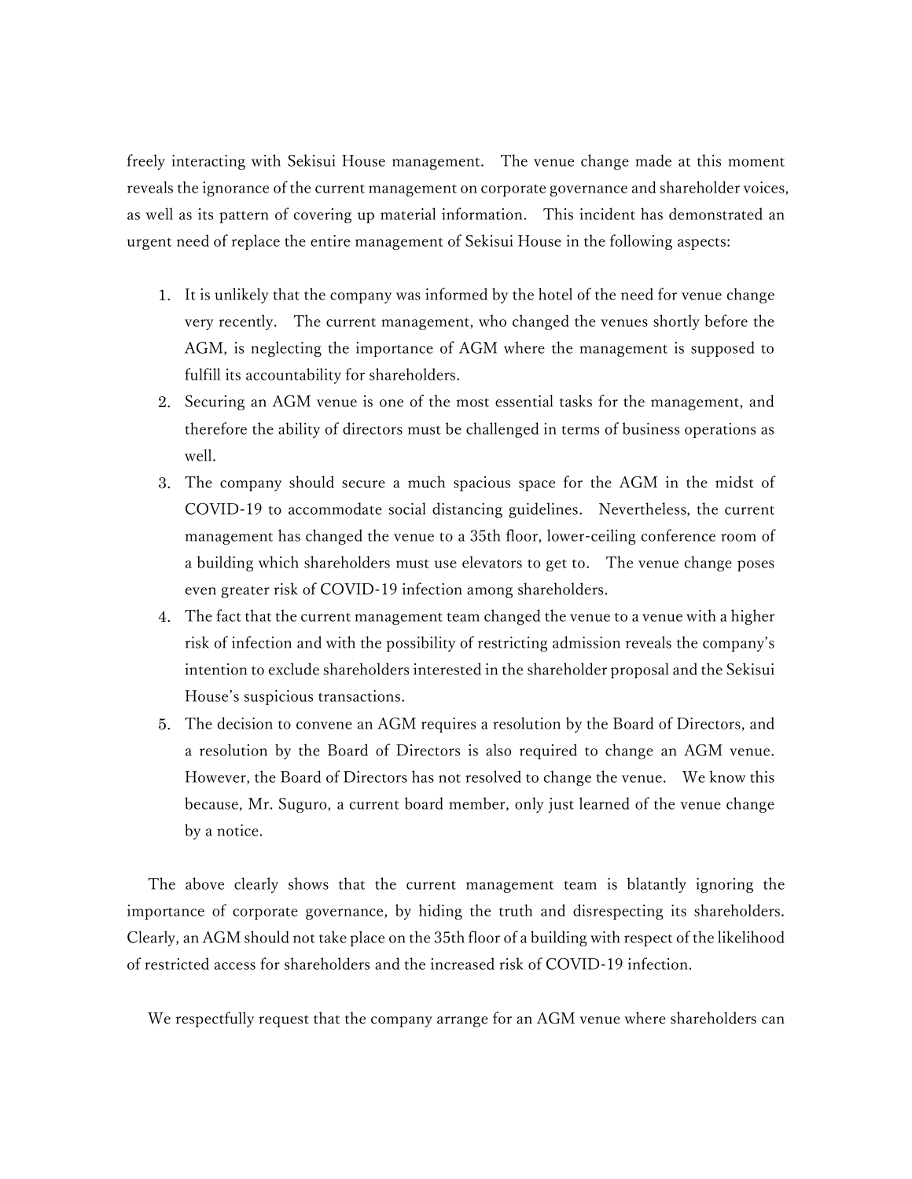freely interacting with Sekisui House management. The venue change made at this moment reveals the ignorance of the current management on corporate governance and shareholder voices, as well as its pattern of covering up material information. This incident has demonstrated an urgent need of replace the entire management of Sekisui House in the following aspects:

1. It is unlikely that the company was informed by the hotel of the need for venue change very recently. The current management, who changed the venues shortly before the AGM, is neglecting the importance of AGM where the management is supposed to fulfill its accountability for shareholders.
2. Securing an AGM venue is one of the most essential tasks for the management, and therefore the ability of directors must be challenged in terms of business operations as well.
3. The company should secure a much spacious space for the AGM in the midst of COVID-19 to accommodate social distancing guidelines. Nevertheless, the current management has changed the venue to a 35th floor, lower-ceiling conference room of a building which shareholders must use elevators to get to. The venue change poses even greater risk of COVID-19 infection among shareholders.
4. The fact that the current management team changed the venue to a venue with a higher risk of infection and with the possibility of restricting admission reveals the company's intention to exclude shareholders interested in the shareholder proposal and the Sekisui House's suspicious transactions.
5. The decision to convene an AGM requires a resolution by the Board of Directors, and a resolution by the Board of Directors is also required to change an AGM venue. However, the Board of Directors has not resolved to change the venue. We know this because, Mr. Suguro, a current board member, only just learned of the venue change by a notice.

The above clearly shows that the current management team is blatantly ignoring the importance of corporate governance, by hiding the truth and disrespecting its shareholders. Clearly, an AGM should not take place on the 35th floor of a building with respect of the likelihood of restricted access for shareholders and the increased risk of COVID-19 infection.

We respectfully request that the company arrange for an AGM venue where shareholders can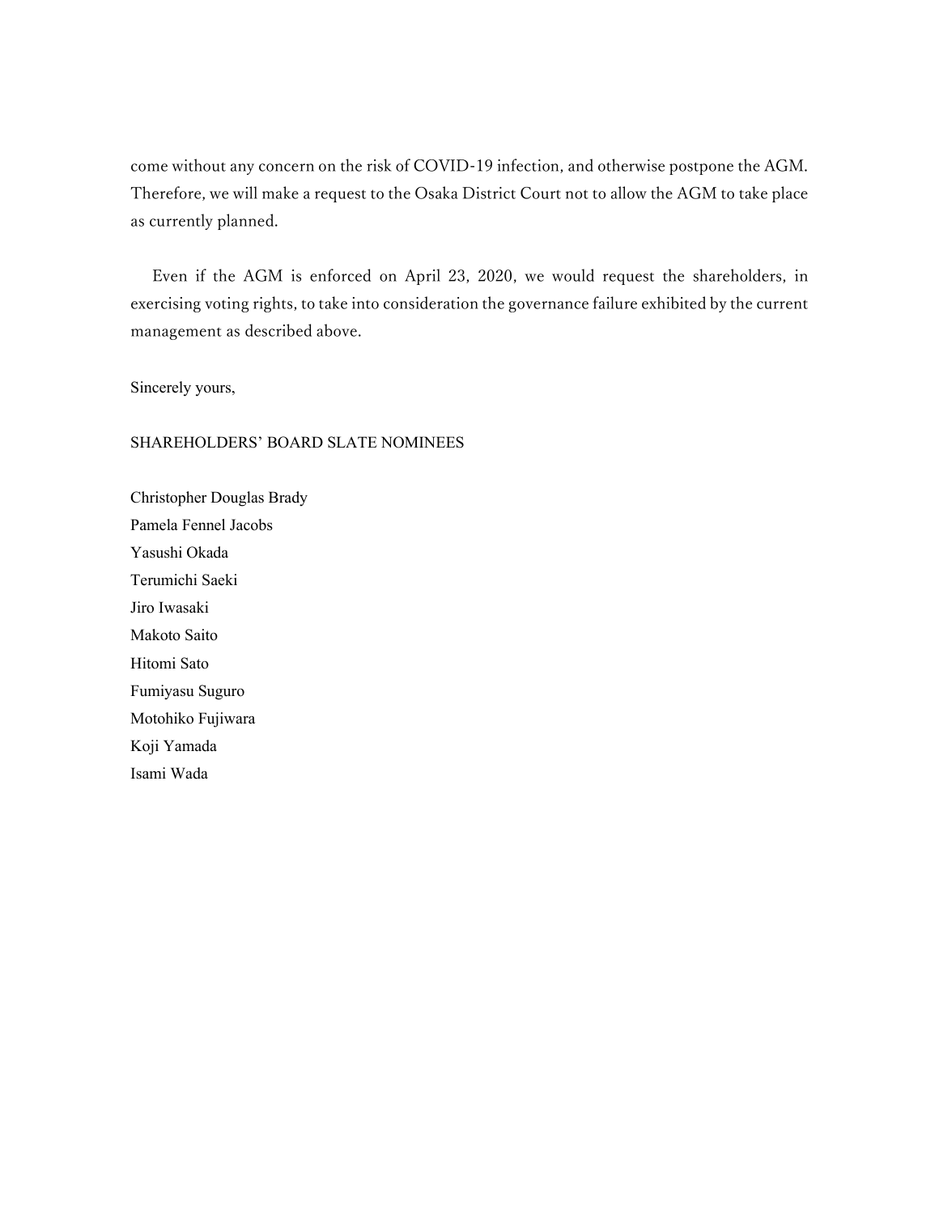come without any concern on the risk of COVID-19 infection, and otherwise postpone the AGM. Therefore, we will make a request to the Osaka District Court not to allow the AGM to take place as currently planned.

Even if the AGM is enforced on April 23, 2020, we would request the shareholders, in exercising voting rights, to take into consideration the governance failure exhibited by the current management as described above.

Sincerely yours,

SHAREHOLDERS' BOARD SLATE NOMINEES

Christopher Douglas Brady
Pamela Fennel Jacobs
Yasushi Okada
Terumichi Saeki
Jiro Iwasaki
Makoto Saito
Hitomi Sato
Fumiyasu Suguro
Motohiko Fujiwara
Koji Yamada
Isami Wada